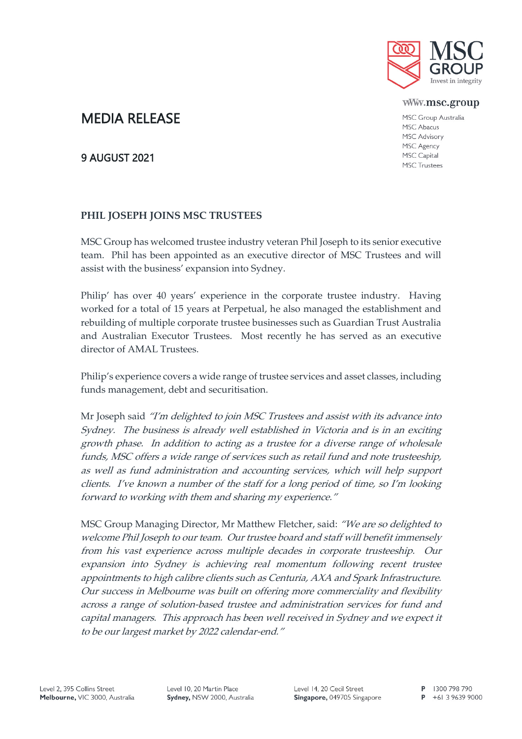MSC GROUP
Invest in integrity

www.msc.group

MSC Group Australia
MSC Abacus
MSC Advisory
MSC Agency
MSC Capital
MSC Trustees

# MEDIA RELEASE

9 AUGUST 2021

## PHIL JOSEPH JOINS MSC TRUSTEES

MSC Group has welcomed trustee industry veteran Phil Joseph to its senior executive team. Phil has been appointed as an executive director of MSC Trustees and will assist with the business' expansion into Sydney.

Philip' has over 40 years' experience in the corporate trustee industry. Having worked for a total of 15 years at Perpetual, he also managed the establishment and rebuilding of multiple corporate trustee businesses such as Guardian Trust Australia and Australian Executor Trustees. Most recently he has served as an executive director of AMAL Trustees.

Philip's experience covers a wide range of trustee services and asset classes, including funds management, debt and securitisation.

Mr Joseph said *"I'm delighted to join MSC Trustees and assist with its advance into Sydney. The business is already well established in Victoria and is in an exciting growth phase. In addition to acting as a trustee for a diverse range of wholesale funds, MSC offers a wide range of services such as retail fund and note trusteeship, as well as fund administration and accounting services, which will help support clients. I've known a number of the staff for a long period of time, so I'm looking forward to working with them and sharing my experience."*

MSC Group Managing Director, Mr Matthew Fletcher, said: *"We are so delighted to welcome Phil Joseph to our team. Our trustee board and staff will benefit immensely from his vast experience across multiple decades in corporate trusteeship. Our expansion into Sydney is achieving real momentum following recent trustee appointments to high calibre clients such as Centuria, AXA and Spark Infrastructure. Our success in Melbourne was built on offering more commerciality and flexibility across a range of solution-based trustee and administration services for fund and capital managers. This approach has been well received in Sydney and we expect it to be our largest market by 2022 calendar-end."*

Level 2, 395 Collins Street
**Melbourne,** VIC 3000, Australia

Level 10, 20 Martin Place
**Sydney,** NSW 2000, Australia

Level 14, 20 Cecil Street
**Singapore,** 049705 Singapore

**P** 1300 798 790
**P** +61 3 9639 9000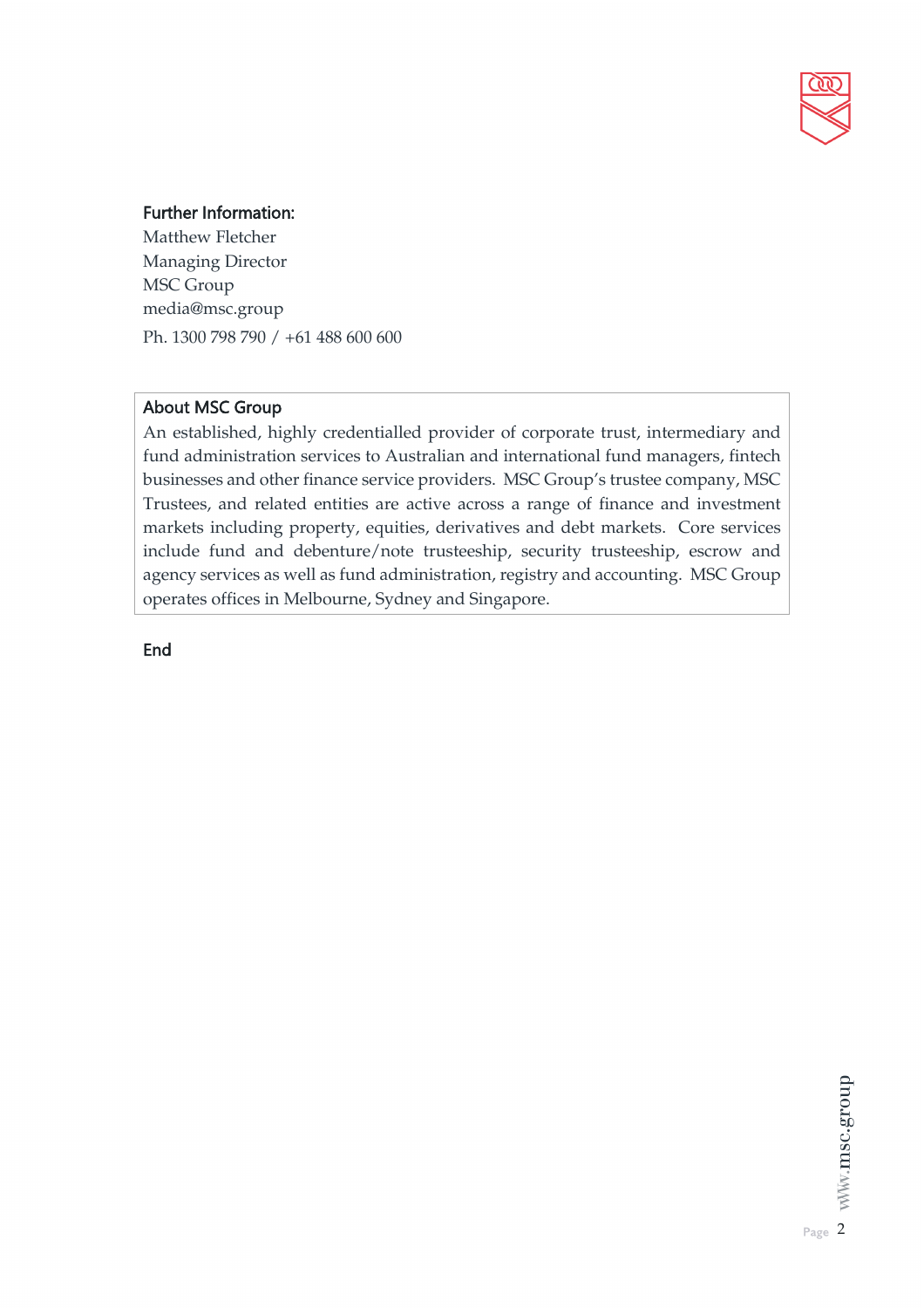**Further Information:**

Matthew Fletcher
Managing Director
MSC Group
media@msc.group
Ph. 1300 798 790 / +61 488 600 600

**About MSC Group**

An established, highly credentialled provider of corporate trust, intermediary and fund administration services to Australian and international fund managers, fintech businesses and other finance service providers. MSC Group's trustee company, MSC Trustees, and related entities are active across a range of finance and investment markets including property, equities, derivatives and debt markets. Core services include fund and debenture/note trusteeship, security trusteeship, escrow and agency services as well as fund administration, registry and accounting. MSC Group operates offices in Melbourne, Sydney and Singapore.

**End**